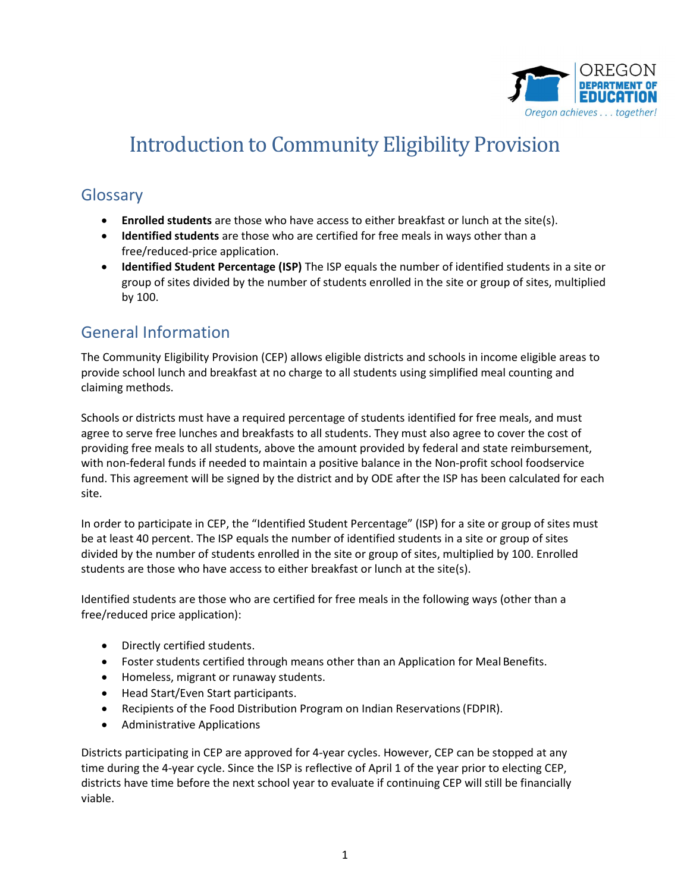# Introduction to Community Eligibility Provision

## Glossary

- **Enrolled students** are those who have access to either breakfast or lunch at the site(s).
- **Identified students** are those who are certified for free meals in ways other than a free/reduced-price application.
- **Identified Student Percentage (ISP)** The ISP equals the number of identified students in a site or group of sites divided by the number of students enrolled in the site or group of sites, multiplied by 100.

## General Information

The Community Eligibility Provision (CEP) allows eligible districts and schools in income eligible areas to provide school lunch and breakfast at no charge to all students using simplified meal counting and claiming methods.

Schools or districts must have a required percentage of students identified for free meals, and must agree to serve free lunches and breakfasts to all students. They must also agree to cover the cost of providing free meals to all students, above the amount provided by federal and state reimbursement, with non-federal funds if needed to maintain a positive balance in the Non-profit school foodservice fund. This agreement will be signed by the district and by ODE after the ISP has been calculated for each site.

In order to participate in CEP, the "Identified Student Percentage" (ISP) for a site or group of sites must be at least 40 percent. The ISP equals the number of identified students in a site or group of sites divided by the number of students enrolled in the site or group of sites, multiplied by 100. Enrolled students are those who have access to either breakfast or lunch at the site(s).

Identified students are those who are certified for free meals in the following ways (other than a free/reduced price application):

- Directly certified students.
- Foster students certified through means other than an Application for Meal Benefits.
- Homeless, migrant or runaway students.
- Head Start/Even Start participants.
- Recipients of the Food Distribution Program on Indian Reservations (FDPIR).
- Administrative Applications

Districts participating in CEP are approved for 4-year cycles. However, CEP can be stopped at any time during the 4-year cycle. Since the ISP is reflective of April 1 of the year prior to electing CEP, districts have time before the next school year to evaluate if continuing CEP will still be financially viable.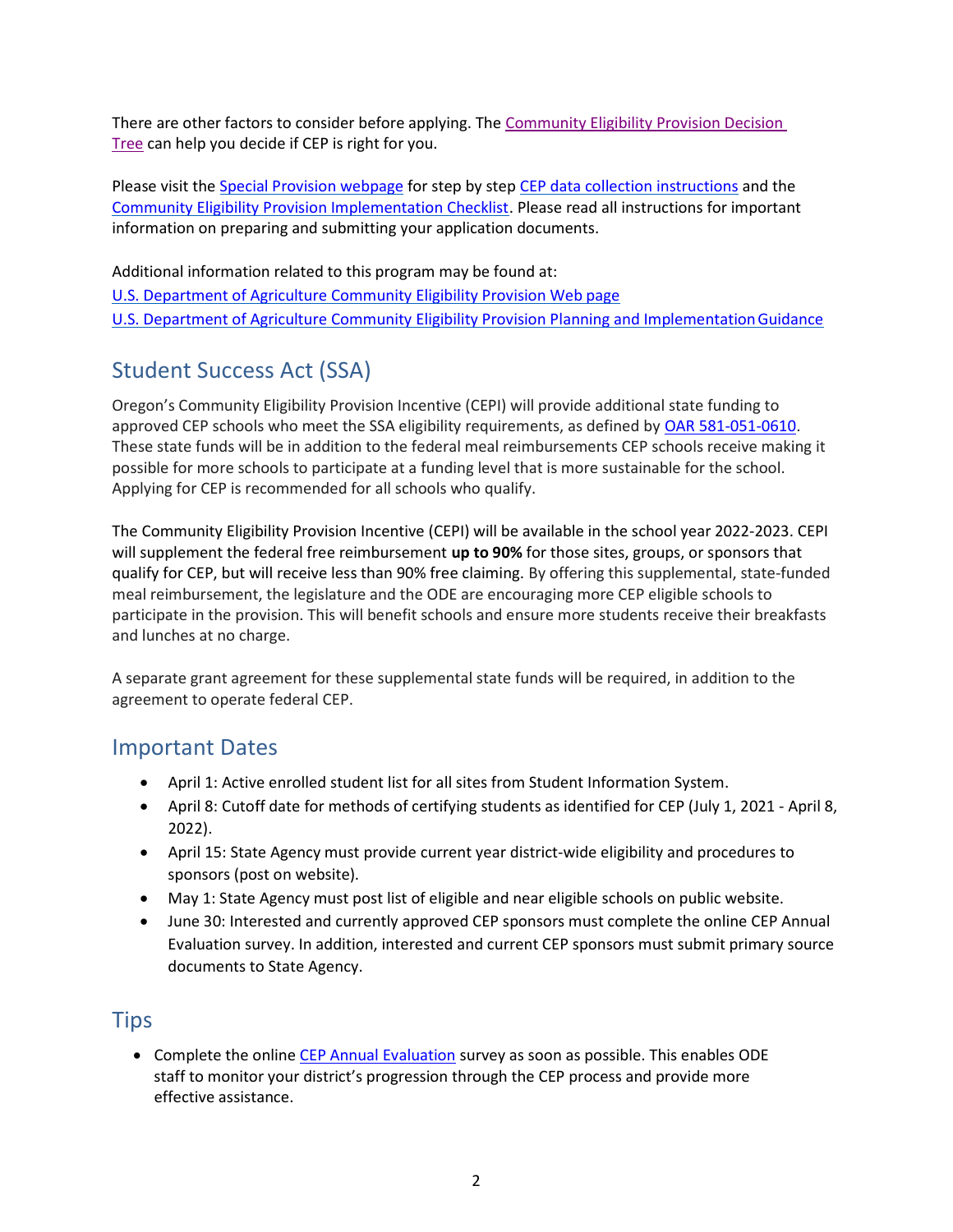There are other factors to consider before applying. The Community Eligibility Provision Decision Tree can help you decide if CEP is right for you.

Please visit the Special Provision webpage for step by step CEP data collection instructions and the Community Eligibility Provision Implementation Checklist. Please read all instructions for important information on preparing and submitting your application documents.

Additional information related to this program may be found at:
U.S. Department of Agriculture Community Eligibility Provision Web page
U.S. Department of Agriculture Community Eligibility Provision Planning and Implementation Guidance

## Student Success Act (SSA)

Oregon's Community Eligibility Provision Incentive (CEPI) will provide additional state funding to approved CEP schools who meet the SSA eligibility requirements, as defined by OAR 581-051-0610. These state funds will be in addition to the federal meal reimbursements CEP schools receive making it possible for more schools to participate at a funding level that is more sustainable for the school. Applying for CEP is recommended for all schools who qualify.

The Community Eligibility Provision Incentive (CEPI) will be available in the school year 2022-2023. CEPI will supplement the federal free reimbursement **up to 90%** for those sites, groups, or sponsors that qualify for CEP, but will receive less than 90% free claiming. By offering this supplemental, state-funded meal reimbursement, the legislature and the ODE are encouraging more CEP eligible schools to participate in the provision. This will benefit schools and ensure more students receive their breakfasts and lunches at no charge.

A separate grant agreement for these supplemental state funds will be required, in addition to the agreement to operate federal CEP.

## Important Dates

- April 1: Active enrolled student list for all sites from Student Information System.
- April 8: Cutoff date for methods of certifying students as identified for CEP (July 1, 2021 - April 8, 2022).
- April 15: State Agency must provide current year district-wide eligibility and procedures to sponsors (post on website).
- May 1: State Agency must post list of eligible and near eligible schools on public website.
- June 30: Interested and currently approved CEP sponsors must complete the online CEP Annual Evaluation survey. In addition, interested and current CEP sponsors must submit primary source documents to State Agency.

## Tips

- Complete the online CEP Annual Evaluation survey as soon as possible. This enables ODE staff to monitor your district's progression through the CEP process and provide more effective assistance.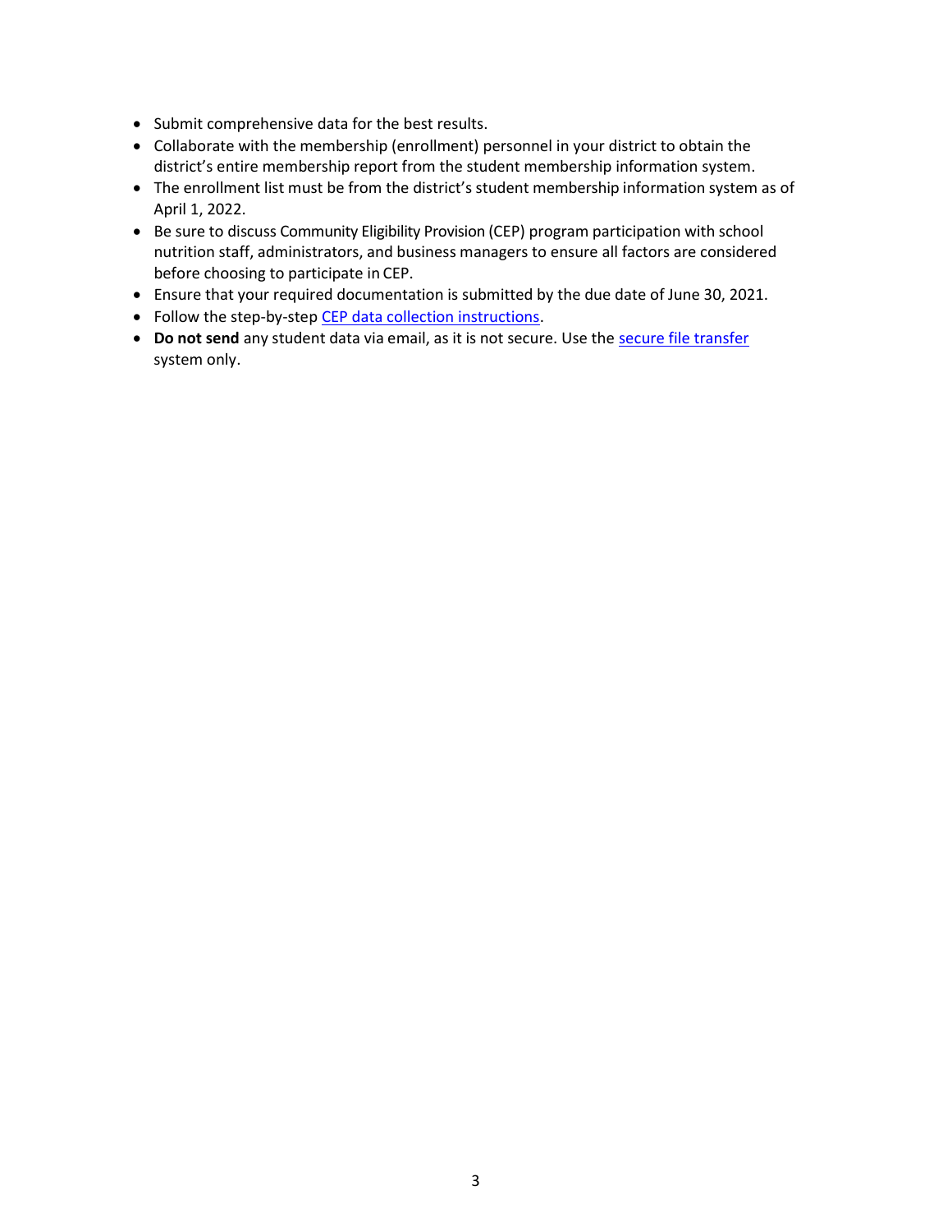- Submit comprehensive data for the best results.
- Collaborate with the membership (enrollment) personnel in your district to obtain the district's entire membership report from the student membership information system.
- The enrollment list must be from the district's student membership information system as of April 1, 2022.
- Be sure to discuss Community Eligibility Provision (CEP) program participation with school nutrition staff, administrators, and business managers to ensure all factors are considered before choosing to participate in CEP.
- Ensure that your required documentation is submitted by the due date of June 30, 2021.
- Follow the step-by-step CEP data collection instructions.
- **Do not send** any student data via email, as it is not secure. Use the secure file transfer system only.